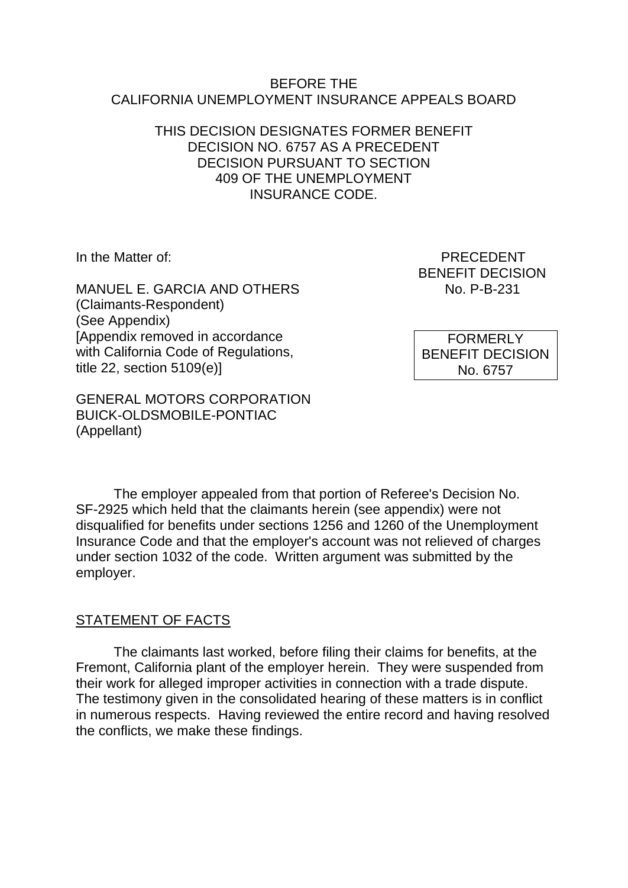BEFORE THE
CALIFORNIA UNEMPLOYMENT INSURANCE APPEALS BOARD

THIS DECISION DESIGNATES FORMER BENEFIT DECISION NO. 6757 AS A PRECEDENT DECISION PURSUANT TO SECTION 409 OF THE UNEMPLOYMENT INSURANCE CODE.

In the Matter of:

MANUEL E. GARCIA AND OTHERS
(Claimants-Respondent)
(See Appendix)
[Appendix removed in accordance with California Code of Regulations, title 22, section 5109(e)]

GENERAL MOTORS CORPORATION
BUICK-OLDSMOBILE-PONTIAC
(Appellant)

PRECEDENT
BENEFIT DECISION
No. P-B-231

FORMERLY
BENEFIT DECISION
No. 6757

The employer appealed from that portion of Referee's Decision No. SF-2925 which held that the claimants herein (see appendix) were not disqualified for benefits under sections 1256 and 1260 of the Unemployment Insurance Code and that the employer's account was not relieved of charges under section 1032 of the code. Written argument was submitted by the employer.

## STATEMENT OF FACTS

The claimants last worked, before filing their claims for benefits, at the Fremont, California plant of the employer herein. They were suspended from their work for alleged improper activities in connection with a trade dispute. The testimony given in the consolidated hearing of these matters is in conflict in numerous respects. Having reviewed the entire record and having resolved the conflicts, we make these findings.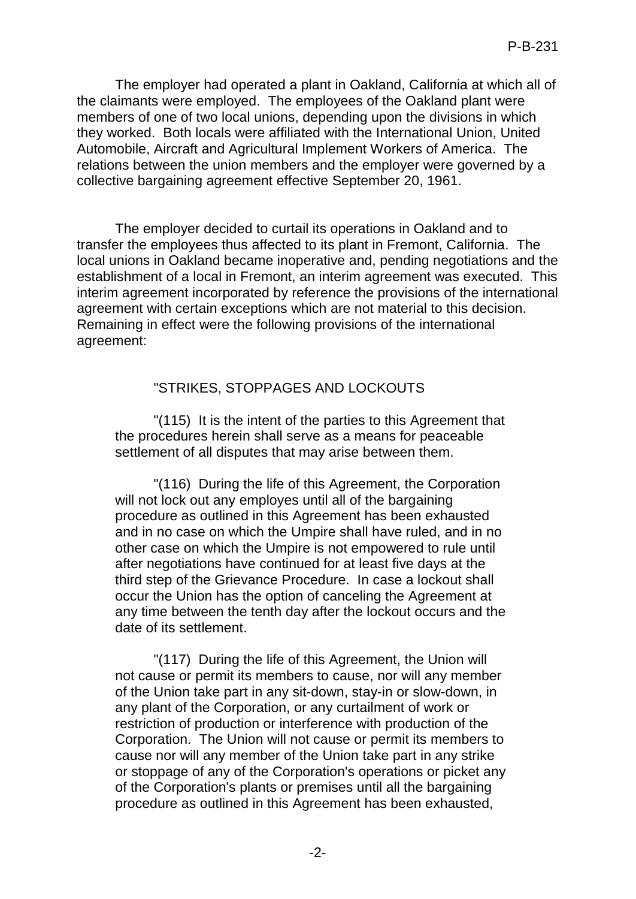The employer had operated a plant in Oakland, California at which all of the claimants were employed. The employees of the Oakland plant were members of one of two local unions, depending upon the divisions in which they worked. Both locals were affiliated with the International Union, United Automobile, Aircraft and Agricultural Implement Workers of America. The relations between the union members and the employer were governed by a collective bargaining agreement effective September 20, 1961.

The employer decided to curtail its operations in Oakland and to transfer the employees thus affected to its plant in Fremont, California. The local unions in Oakland became inoperative and, pending negotiations and the establishment of a local in Fremont, an interim agreement was executed. This interim agreement incorporated by reference the provisions of the international agreement with certain exceptions which are not material to this decision. Remaining in effect were the following provisions of the international agreement:

> "STRIKES, STOPPAGES AND LOCKOUTS
>
> "(115) It is the intent of the parties to this Agreement that the procedures herein shall serve as a means for peaceable settlement of all disputes that may arise between them.
>
> "(116) During the life of this Agreement, the Corporation will not lock out any employes until all of the bargaining procedure as outlined in this Agreement has been exhausted and in no case on which the Umpire shall have ruled, and in no other case on which the Umpire is not empowered to rule until after negotiations have continued for at least five days at the third step of the Grievance Procedure. In case a lockout shall occur the Union has the option of canceling the Agreement at any time between the tenth day after the lockout occurs and the date of its settlement.
>
> "(117) During the life of this Agreement, the Union will not cause or permit its members to cause, nor will any member of the Union take part in any sit-down, stay-in or slow-down, in any plant of the Corporation, or any curtailment of work or restriction of production or interference with production of the Corporation. The Union will not cause or permit its members to cause nor will any member of the Union take part in any strike or stoppage of any of the Corporation's operations or picket any of the Corporation's plants or premises until all the bargaining procedure as outlined in this Agreement has been exhausted,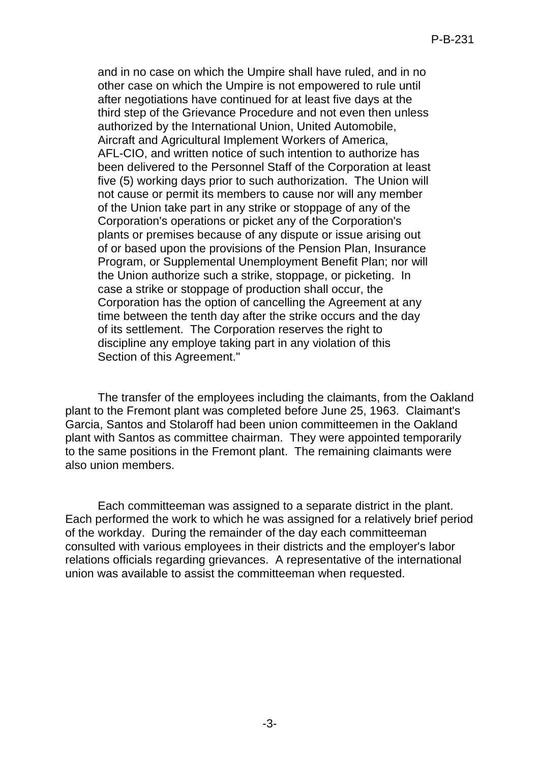and in no case on which the Umpire shall have ruled, and in no other case on which the Umpire is not empowered to rule until after negotiations have continued for at least five days at the third step of the Grievance Procedure and not even then unless authorized by the International Union, United Automobile, Aircraft and Agricultural Implement Workers of America, AFL-CIO, and written notice of such intention to authorize has been delivered to the Personnel Staff of the Corporation at least five (5) working days prior to such authorization. The Union will not cause or permit its members to cause nor will any member of the Union take part in any strike or stoppage of any of the Corporation's operations or picket any of the Corporation's plants or premises because of any dispute or issue arising out of or based upon the provisions of the Pension Plan, Insurance Program, or Supplemental Unemployment Benefit Plan; nor will the Union authorize such a strike, stoppage, or picketing. In case a strike or stoppage of production shall occur, the Corporation has the option of cancelling the Agreement at any time between the tenth day after the strike occurs and the day of its settlement. The Corporation reserves the right to discipline any employe taking part in any violation of this Section of this Agreement."

The transfer of the employees including the claimants, from the Oakland plant to the Fremont plant was completed before June 25, 1963. Claimant's Garcia, Santos and Stolaroff had been union committeemen in the Oakland plant with Santos as committee chairman. They were appointed temporarily to the same positions in the Fremont plant. The remaining claimants were also union members.

Each committeeman was assigned to a separate district in the plant. Each performed the work to which he was assigned for a relatively brief period of the workday. During the remainder of the day each committeeman consulted with various employees in their districts and the employer's labor relations officials regarding grievances. A representative of the international union was available to assist the committeeman when requested.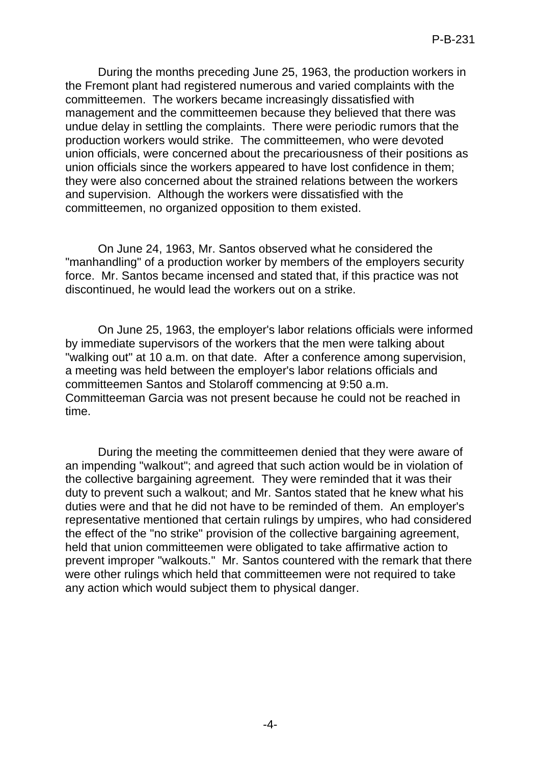During the months preceding June 25, 1963, the production workers in the Fremont plant had registered numerous and varied complaints with the committeemen. The workers became increasingly dissatisfied with management and the committeemen because they believed that there was undue delay in settling the complaints. There were periodic rumors that the production workers would strike. The committeemen, who were devoted union officials, were concerned about the precariousness of their positions as union officials since the workers appeared to have lost confidence in them; they were also concerned about the strained relations between the workers and supervision. Although the workers were dissatisfied with the committeemen, no organized opposition to them existed.

On June 24, 1963, Mr. Santos observed what he considered the "manhandling" of a production worker by members of the employers security force. Mr. Santos became incensed and stated that, if this practice was not discontinued, he would lead the workers out on a strike.

On June 25, 1963, the employer's labor relations officials were informed by immediate supervisors of the workers that the men were talking about "walking out" at 10 a.m. on that date. After a conference among supervision, a meeting was held between the employer's labor relations officials and committeemen Santos and Stolaroff commencing at 9:50 a.m. Committeeman Garcia was not present because he could not be reached in time.

During the meeting the committeemen denied that they were aware of an impending "walkout"; and agreed that such action would be in violation of the collective bargaining agreement. They were reminded that it was their duty to prevent such a walkout; and Mr. Santos stated that he knew what his duties were and that he did not have to be reminded of them. An employer's representative mentioned that certain rulings by umpires, who had considered the effect of the "no strike" provision of the collective bargaining agreement, held that union committeemen were obligated to take affirmative action to prevent improper "walkouts." Mr. Santos countered with the remark that there were other rulings which held that committeemen were not required to take any action which would subject them to physical danger.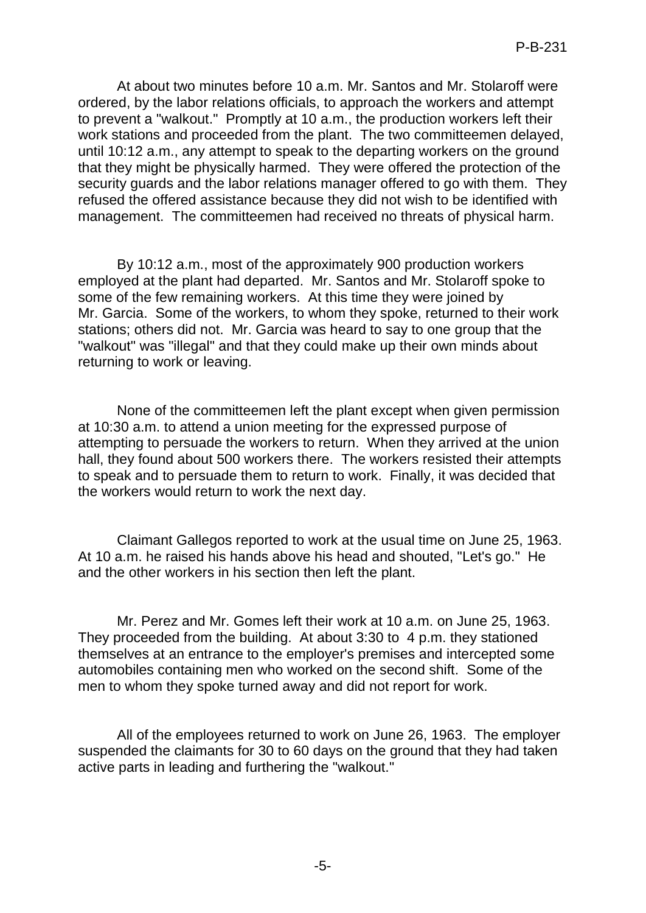At about two minutes before 10 a.m. Mr. Santos and Mr. Stolaroff were ordered, by the labor relations officials, to approach the workers and attempt to prevent a "walkout." Promptly at 10 a.m., the production workers left their work stations and proceeded from the plant. The two committeemen delayed, until 10:12 a.m., any attempt to speak to the departing workers on the ground that they might be physically harmed. They were offered the protection of the security guards and the labor relations manager offered to go with them. They refused the offered assistance because they did not wish to be identified with management. The committeemen had received no threats of physical harm.

By 10:12 a.m., most of the approximately 900 production workers employed at the plant had departed. Mr. Santos and Mr. Stolaroff spoke to some of the few remaining workers. At this time they were joined by Mr. Garcia. Some of the workers, to whom they spoke, returned to their work stations; others did not. Mr. Garcia was heard to say to one group that the "walkout" was "illegal" and that they could make up their own minds about returning to work or leaving.

None of the committeemen left the plant except when given permission at 10:30 a.m. to attend a union meeting for the expressed purpose of attempting to persuade the workers to return. When they arrived at the union hall, they found about 500 workers there. The workers resisted their attempts to speak and to persuade them to return to work. Finally, it was decided that the workers would return to work the next day.

Claimant Gallegos reported to work at the usual time on June 25, 1963. At 10 a.m. he raised his hands above his head and shouted, "Let's go." He and the other workers in his section then left the plant.

Mr. Perez and Mr. Gomes left their work at 10 a.m. on June 25, 1963. They proceeded from the building. At about 3:30 to 4 p.m. they stationed themselves at an entrance to the employer's premises and intercepted some automobiles containing men who worked on the second shift. Some of the men to whom they spoke turned away and did not report for work.

All of the employees returned to work on June 26, 1963. The employer suspended the claimants for 30 to 60 days on the ground that they had taken active parts in leading and furthering the "walkout."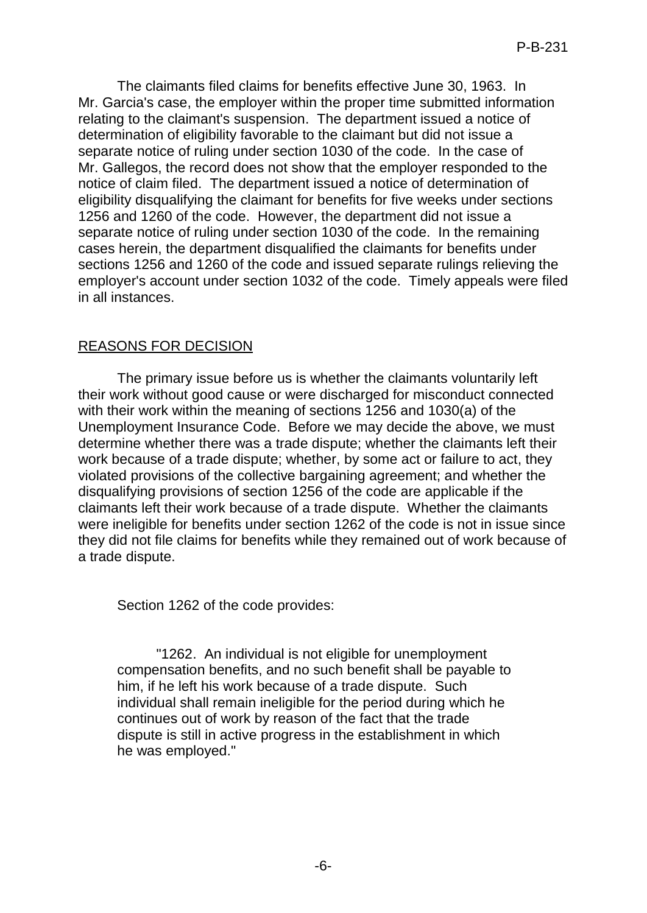The claimants filed claims for benefits effective June 30, 1963. In Mr. Garcia's case, the employer within the proper time submitted information relating to the claimant's suspension. The department issued a notice of determination of eligibility favorable to the claimant but did not issue a separate notice of ruling under section 1030 of the code. In the case of Mr. Gallegos, the record does not show that the employer responded to the notice of claim filed. The department issued a notice of determination of eligibility disqualifying the claimant for benefits for five weeks under sections 1256 and 1260 of the code. However, the department did not issue a separate notice of ruling under section 1030 of the code. In the remaining cases herein, the department disqualified the claimants for benefits under sections 1256 and 1260 of the code and issued separate rulings relieving the employer's account under section 1032 of the code. Timely appeals were filed in all instances.

## REASONS FOR DECISION

The primary issue before us is whether the claimants voluntarily left their work without good cause or were discharged for misconduct connected with their work within the meaning of sections 1256 and 1030(a) of the Unemployment Insurance Code. Before we may decide the above, we must determine whether there was a trade dispute; whether the claimants left their work because of a trade dispute; whether, by some act or failure to act, they violated provisions of the collective bargaining agreement; and whether the disqualifying provisions of section 1256 of the code are applicable if the claimants left their work because of a trade dispute. Whether the claimants were ineligible for benefits under section 1262 of the code is not in issue since they did not file claims for benefits while they remained out of work because of a trade dispute.

Section 1262 of the code provides:

> "1262. An individual is not eligible for unemployment compensation benefits, and no such benefit shall be payable to him, if he left his work because of a trade dispute. Such individual shall remain ineligible for the period during which he continues out of work by reason of the fact that the trade dispute is still in active progress in the establishment in which he was employed."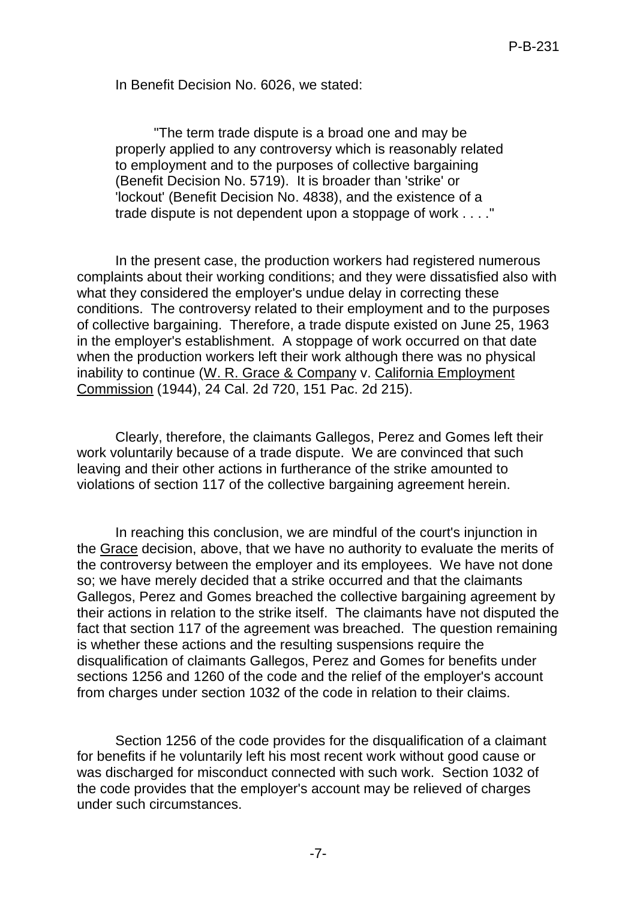In Benefit Decision No. 6026, we stated:

> "The term trade dispute is a broad one and may be properly applied to any controversy which is reasonably related to employment and to the purposes of collective bargaining (Benefit Decision No. 5719). It is broader than 'strike' or 'lockout' (Benefit Decision No. 4838), and the existence of a trade dispute is not dependent upon a stoppage of work . . . ."

In the present case, the production workers had registered numerous complaints about their working conditions; and they were dissatisfied also with what they considered the employer's undue delay in correcting these conditions. The controversy related to their employment and to the purposes of collective bargaining. Therefore, a trade dispute existed on June 25, 1963 in the employer's establishment. A stoppage of work occurred on that date when the production workers left their work although there was no physical inability to continue (W. R. Grace & Company v. California Employment Commission (1944), 24 Cal. 2d 720, 151 Pac. 2d 215).

Clearly, therefore, the claimants Gallegos, Perez and Gomes left their work voluntarily because of a trade dispute. We are convinced that such leaving and their other actions in furtherance of the strike amounted to violations of section 117 of the collective bargaining agreement herein.

In reaching this conclusion, we are mindful of the court's injunction in the Grace decision, above, that we have no authority to evaluate the merits of the controversy between the employer and its employees. We have not done so; we have merely decided that a strike occurred and that the claimants Gallegos, Perez and Gomes breached the collective bargaining agreement by their actions in relation to the strike itself. The claimants have not disputed the fact that section 117 of the agreement was breached. The question remaining is whether these actions and the resulting suspensions require the disqualification of claimants Gallegos, Perez and Gomes for benefits under sections 1256 and 1260 of the code and the relief of the employer's account from charges under section 1032 of the code in relation to their claims.

Section 1256 of the code provides for the disqualification of a claimant for benefits if he voluntarily left his most recent work without good cause or was discharged for misconduct connected with such work. Section 1032 of the code provides that the employer's account may be relieved of charges under such circumstances.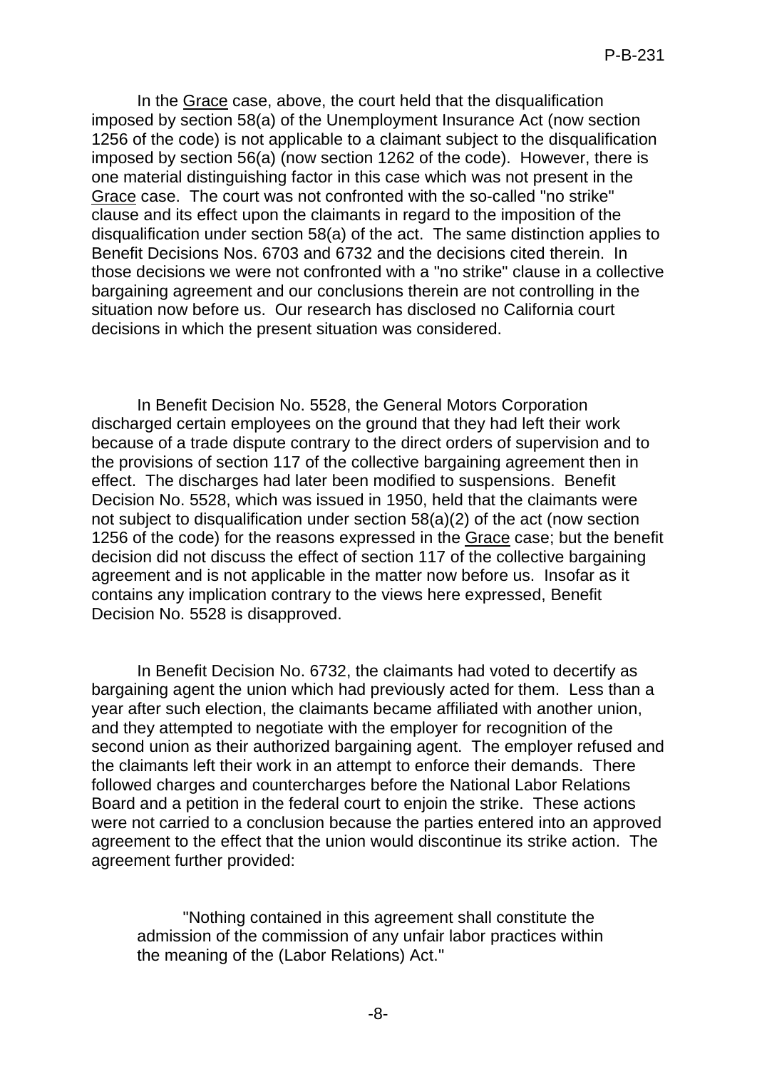In the Grace case, above, the court held that the disqualification imposed by section 58(a) of the Unemployment Insurance Act (now section 1256 of the code) is not applicable to a claimant subject to the disqualification imposed by section 56(a) (now section 1262 of the code). However, there is one material distinguishing factor in this case which was not present in the Grace case. The court was not confronted with the so-called "no strike" clause and its effect upon the claimants in regard to the imposition of the disqualification under section 58(a) of the act. The same distinction applies to Benefit Decisions Nos. 6703 and 6732 and the decisions cited therein. In those decisions we were not confronted with a "no strike" clause in a collective bargaining agreement and our conclusions therein are not controlling in the situation now before us. Our research has disclosed no California court decisions in which the present situation was considered.

In Benefit Decision No. 5528, the General Motors Corporation discharged certain employees on the ground that they had left their work because of a trade dispute contrary to the direct orders of supervision and to the provisions of section 117 of the collective bargaining agreement then in effect. The discharges had later been modified to suspensions. Benefit Decision No. 5528, which was issued in 1950, held that the claimants were not subject to disqualification under section 58(a)(2) of the act (now section 1256 of the code) for the reasons expressed in the Grace case; but the benefit decision did not discuss the effect of section 117 of the collective bargaining agreement and is not applicable in the matter now before us. Insofar as it contains any implication contrary to the views here expressed, Benefit Decision No. 5528 is disapproved.

In Benefit Decision No. 6732, the claimants had voted to decertify as bargaining agent the union which had previously acted for them. Less than a year after such election, the claimants became affiliated with another union, and they attempted to negotiate with the employer for recognition of the second union as their authorized bargaining agent. The employer refused and the claimants left their work in an attempt to enforce their demands. There followed charges and countercharges before the National Labor Relations Board and a petition in the federal court to enjoin the strike. These actions were not carried to a conclusion because the parties entered into an approved agreement to the effect that the union would discontinue its strike action. The agreement further provided:

> "Nothing contained in this agreement shall constitute the admission of the commission of any unfair labor practices within the meaning of the (Labor Relations) Act."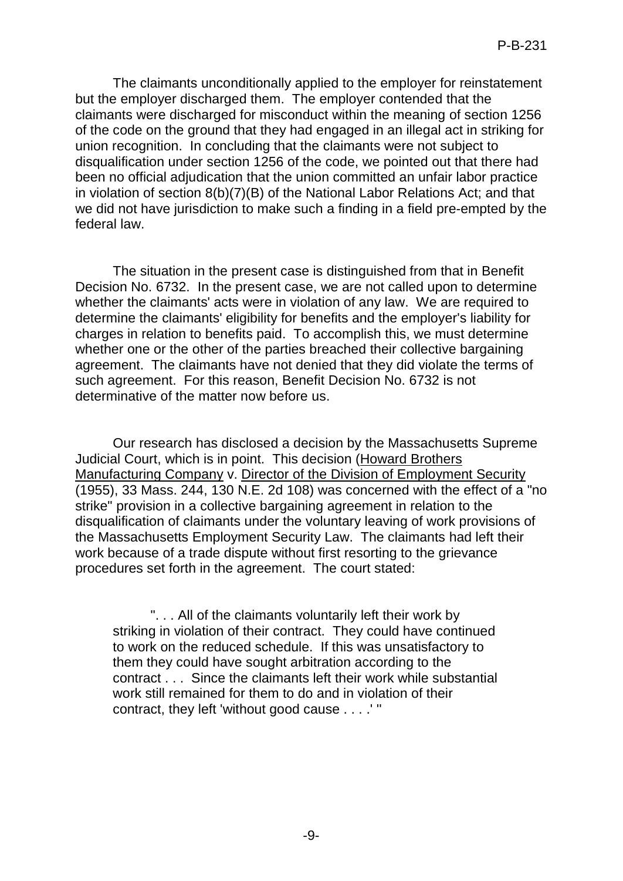The claimants unconditionally applied to the employer for reinstatement but the employer discharged them. The employer contended that the claimants were discharged for misconduct within the meaning of section 1256 of the code on the ground that they had engaged in an illegal act in striking for union recognition. In concluding that the claimants were not subject to disqualification under section 1256 of the code, we pointed out that there had been no official adjudication that the union committed an unfair labor practice in violation of section 8(b)(7)(B) of the National Labor Relations Act; and that we did not have jurisdiction to make such a finding in a field pre-empted by the federal law.

The situation in the present case is distinguished from that in Benefit Decision No. 6732. In the present case, we are not called upon to determine whether the claimants' acts were in violation of any law. We are required to determine the claimants' eligibility for benefits and the employer's liability for charges in relation to benefits paid. To accomplish this, we must determine whether one or the other of the parties breached their collective bargaining agreement. The claimants have not denied that they did violate the terms of such agreement. For this reason, Benefit Decision No. 6732 is not determinative of the matter now before us.

Our research has disclosed a decision by the Massachusetts Supreme Judicial Court, which is in point. This decision (Howard Brothers Manufacturing Company v. Director of the Division of Employment Security (1955), 33 Mass. 244, 130 N.E. 2d 108) was concerned with the effect of a "no strike" provision in a collective bargaining agreement in relation to the disqualification of claimants under the voluntary leaving of work provisions of the Massachusetts Employment Security Law. The claimants had left their work because of a trade dispute without first resorting to the grievance procedures set forth in the agreement. The court stated:

> ". . . All of the claimants voluntarily left their work by striking in violation of their contract. They could have continued to work on the reduced schedule. If this was unsatisfactory to them they could have sought arbitration according to the contract . . . Since the claimants left their work while substantial work still remained for them to do and in violation of their contract, they left 'without good cause . . . .' "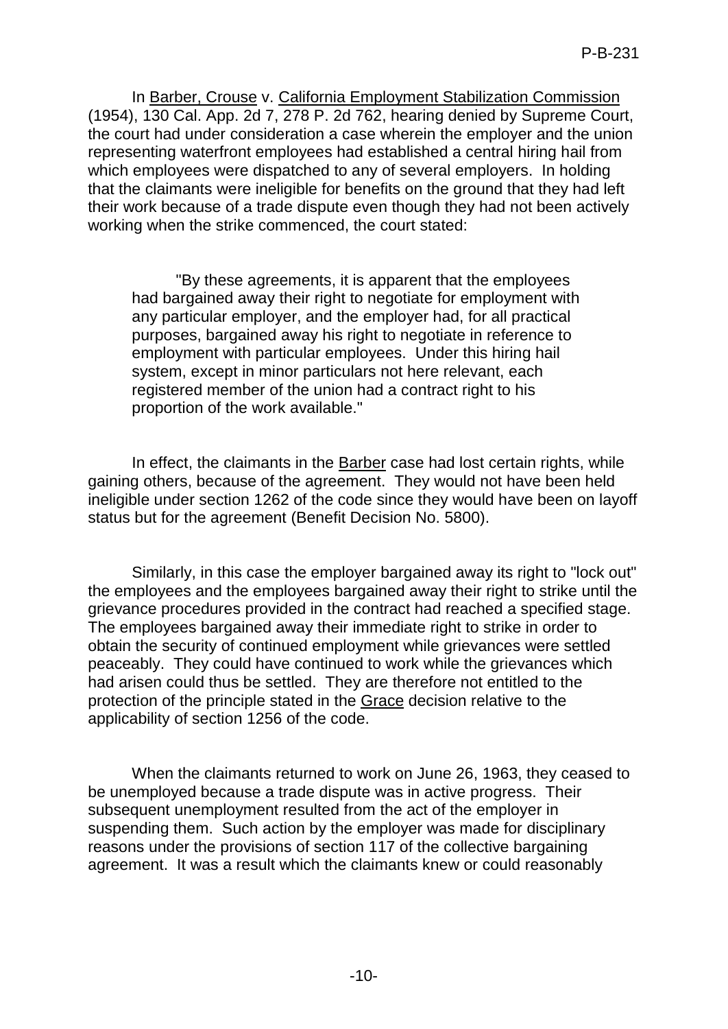In Barber, Crouse v. California Employment Stabilization Commission (1954), 130 Cal. App. 2d 7, 278 P. 2d 762, hearing denied by Supreme Court, the court had under consideration a case wherein the employer and the union representing waterfront employees had established a central hiring hail from which employees were dispatched to any of several employers. In holding that the claimants were ineligible for benefits on the ground that they had left their work because of a trade dispute even though they had not been actively working when the strike commenced, the court stated:

> "By these agreements, it is apparent that the employees had bargained away their right to negotiate for employment with any particular employer, and the employer had, for all practical purposes, bargained away his right to negotiate in reference to employment with particular employees. Under this hiring hail system, except in minor particulars not here relevant, each registered member of the union had a contract right to his proportion of the work available."

In effect, the claimants in the Barber case had lost certain rights, while gaining others, because of the agreement. They would not have been held ineligible under section 1262 of the code since they would have been on layoff status but for the agreement (Benefit Decision No. 5800).

Similarly, in this case the employer bargained away its right to "lock out" the employees and the employees bargained away their right to strike until the grievance procedures provided in the contract had reached a specified stage. The employees bargained away their immediate right to strike in order to obtain the security of continued employment while grievances were settled peaceably. They could have continued to work while the grievances which had arisen could thus be settled. They are therefore not entitled to the protection of the principle stated in the Grace decision relative to the applicability of section 1256 of the code.

When the claimants returned to work on June 26, 1963, they ceased to be unemployed because a trade dispute was in active progress. Their subsequent unemployment resulted from the act of the employer in suspending them. Such action by the employer was made for disciplinary reasons under the provisions of section 117 of the collective bargaining agreement. It was a result which the claimants knew or could reasonably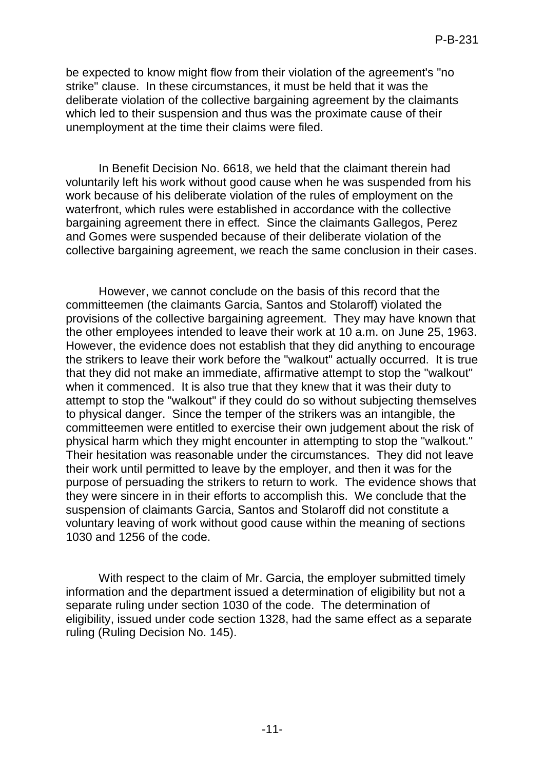be expected to know might flow from their violation of the agreement's "no strike" clause. In these circumstances, it must be held that it was the deliberate violation of the collective bargaining agreement by the claimants which led to their suspension and thus was the proximate cause of their unemployment at the time their claims were filed.

In Benefit Decision No. 6618, we held that the claimant therein had voluntarily left his work without good cause when he was suspended from his work because of his deliberate violation of the rules of employment on the waterfront, which rules were established in accordance with the collective bargaining agreement there in effect. Since the claimants Gallegos, Perez and Gomes were suspended because of their deliberate violation of the collective bargaining agreement, we reach the same conclusion in their cases.

However, we cannot conclude on the basis of this record that the committeemen (the claimants Garcia, Santos and Stolaroff) violated the provisions of the collective bargaining agreement. They may have known that the other employees intended to leave their work at 10 a.m. on June 25, 1963. However, the evidence does not establish that they did anything to encourage the strikers to leave their work before the "walkout" actually occurred. It is true that they did not make an immediate, affirmative attempt to stop the "walkout" when it commenced. It is also true that they knew that it was their duty to attempt to stop the "walkout" if they could do so without subjecting themselves to physical danger. Since the temper of the strikers was an intangible, the committeemen were entitled to exercise their own judgement about the risk of physical harm which they might encounter in attempting to stop the "walkout." Their hesitation was reasonable under the circumstances. They did not leave their work until permitted to leave by the employer, and then it was for the purpose of persuading the strikers to return to work. The evidence shows that they were sincere in in their efforts to accomplish this. We conclude that the suspension of claimants Garcia, Santos and Stolaroff did not constitute a voluntary leaving of work without good cause within the meaning of sections 1030 and 1256 of the code.

With respect to the claim of Mr. Garcia, the employer submitted timely information and the department issued a determination of eligibility but not a separate ruling under section 1030 of the code. The determination of eligibility, issued under code section 1328, had the same effect as a separate ruling (Ruling Decision No. 145).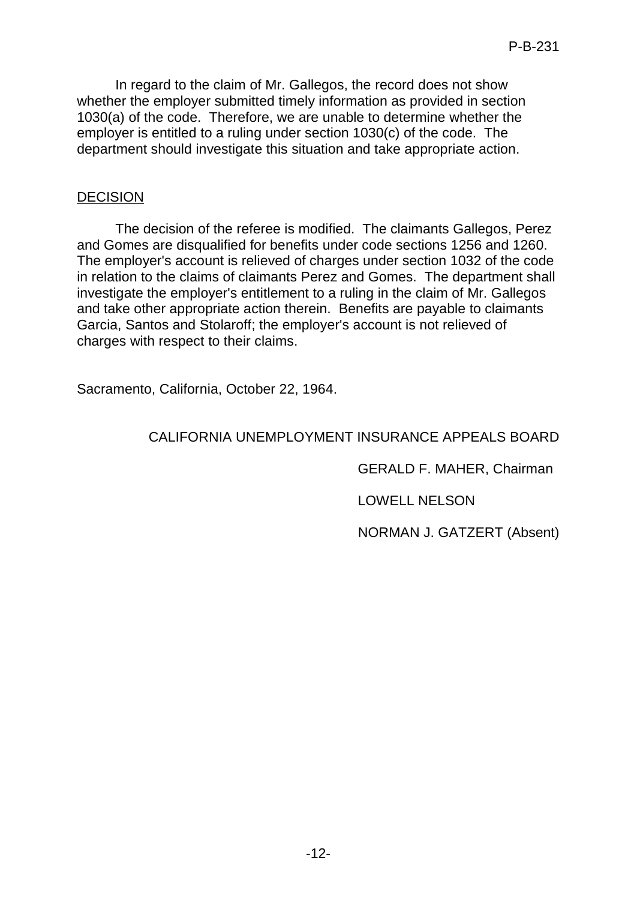In regard to the claim of Mr. Gallegos, the record does not show whether the employer submitted timely information as provided in section 1030(a) of the code. Therefore, we are unable to determine whether the employer is entitled to a ruling under section 1030(c) of the code. The department should investigate this situation and take appropriate action.

## DECISION

The decision of the referee is modified. The claimants Gallegos, Perez and Gomes are disqualified for benefits under code sections 1256 and 1260. The employer's account is relieved of charges under section 1032 of the code in relation to the claims of claimants Perez and Gomes. The department shall investigate the employer's entitlement to a ruling in the claim of Mr. Gallegos and take other appropriate action therein. Benefits are payable to claimants Garcia, Santos and Stolaroff; the employer's account is not relieved of charges with respect to their claims.

Sacramento, California, October 22, 1964.

CALIFORNIA UNEMPLOYMENT INSURANCE APPEALS BOARD

GERALD F. MAHER, Chairman

LOWELL NELSON

NORMAN J. GATZERT (Absent)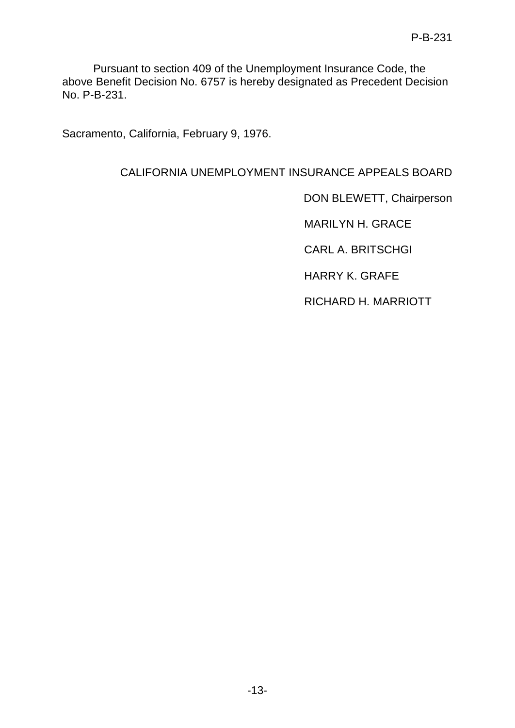Pursuant to section 409 of the Unemployment Insurance Code, the above Benefit Decision No. 6757 is hereby designated as Precedent Decision No. P-B-231.

Sacramento, California, February 9, 1976.

CALIFORNIA UNEMPLOYMENT INSURANCE APPEALS BOARD

DON BLEWETT, Chairperson

MARILYN H. GRACE

CARL A. BRITSCHGI

HARRY K. GRAFE

RICHARD H. MARRIOTT